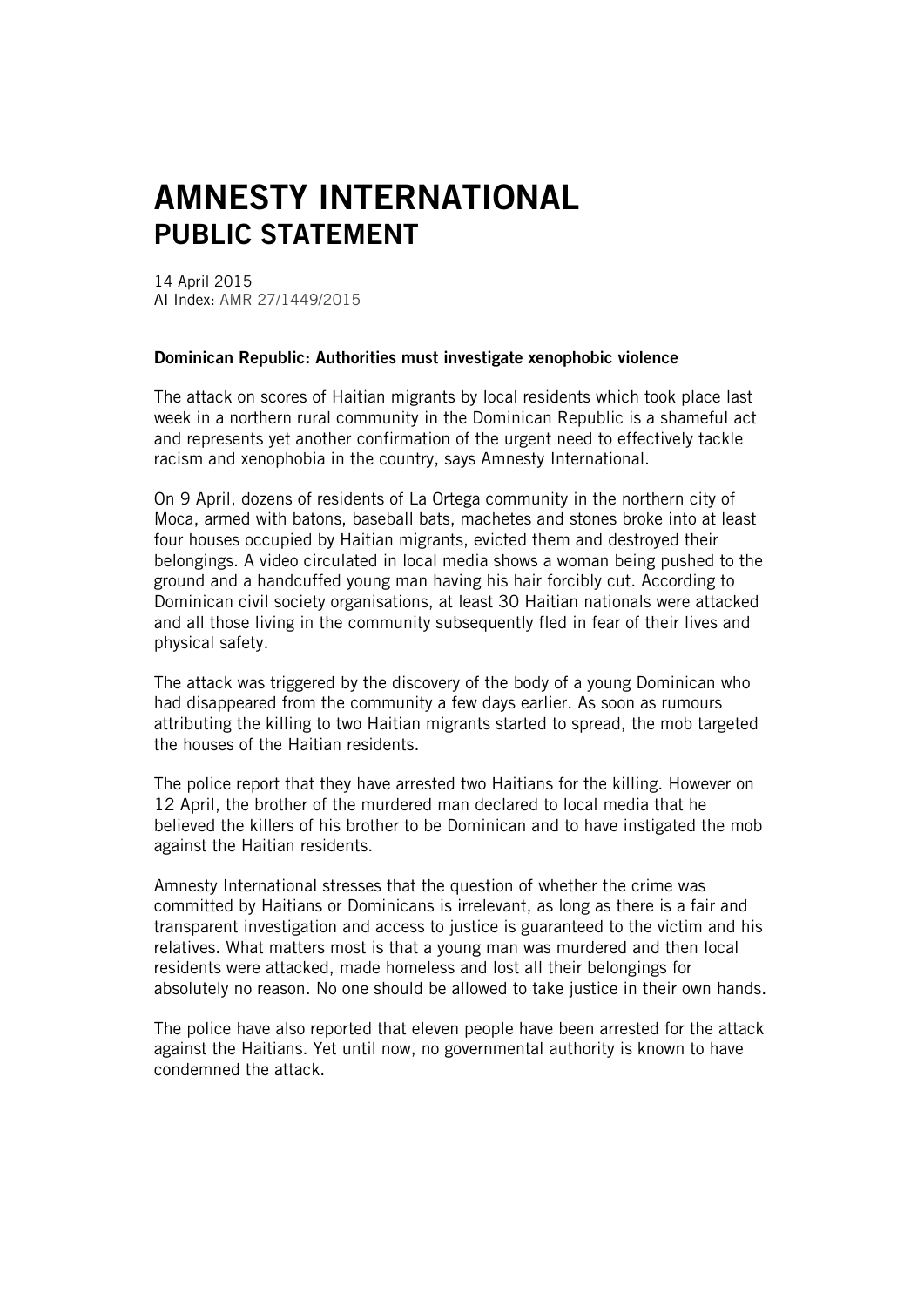# AMNESTY INTERNATIONAL
## PUBLIC STATEMENT

14 April 2015
AI Index: AMR 27/1449/2015

**Dominican Republic: Authorities must investigate xenophobic violence**

The attack on scores of Haitian migrants by local residents which took place last week in a northern rural community in the Dominican Republic is a shameful act and represents yet another confirmation of the urgent need to effectively tackle racism and xenophobia in the country, says Amnesty International.

On 9 April, dozens of residents of La Ortega community in the northern city of Moca, armed with batons, baseball bats, machetes and stones broke into at least four houses occupied by Haitian migrants, evicted them and destroyed their belongings. A video circulated in local media shows a woman being pushed to the ground and a handcuffed young man having his hair forcibly cut. According to Dominican civil society organisations, at least 30 Haitian nationals were attacked and all those living in the community subsequently fled in fear of their lives and physical safety.

The attack was triggered by the discovery of the body of a young Dominican who had disappeared from the community a few days earlier. As soon as rumours attributing the killing to two Haitian migrants started to spread, the mob targeted the houses of the Haitian residents.

The police report that they have arrested two Haitians for the killing. However on 12 April, the brother of the murdered man declared to local media that he believed the killers of his brother to be Dominican and to have instigated the mob against the Haitian residents.

Amnesty International stresses that the question of whether the crime was committed by Haitians or Dominicans is irrelevant, as long as there is a fair and transparent investigation and access to justice is guaranteed to the victim and his relatives. What matters most is that a young man was murdered and then local residents were attacked, made homeless and lost all their belongings for absolutely no reason. No one should be allowed to take justice in their own hands.

The police have also reported that eleven people have been arrested for the attack against the Haitians. Yet until now, no governmental authority is known to have condemned the attack.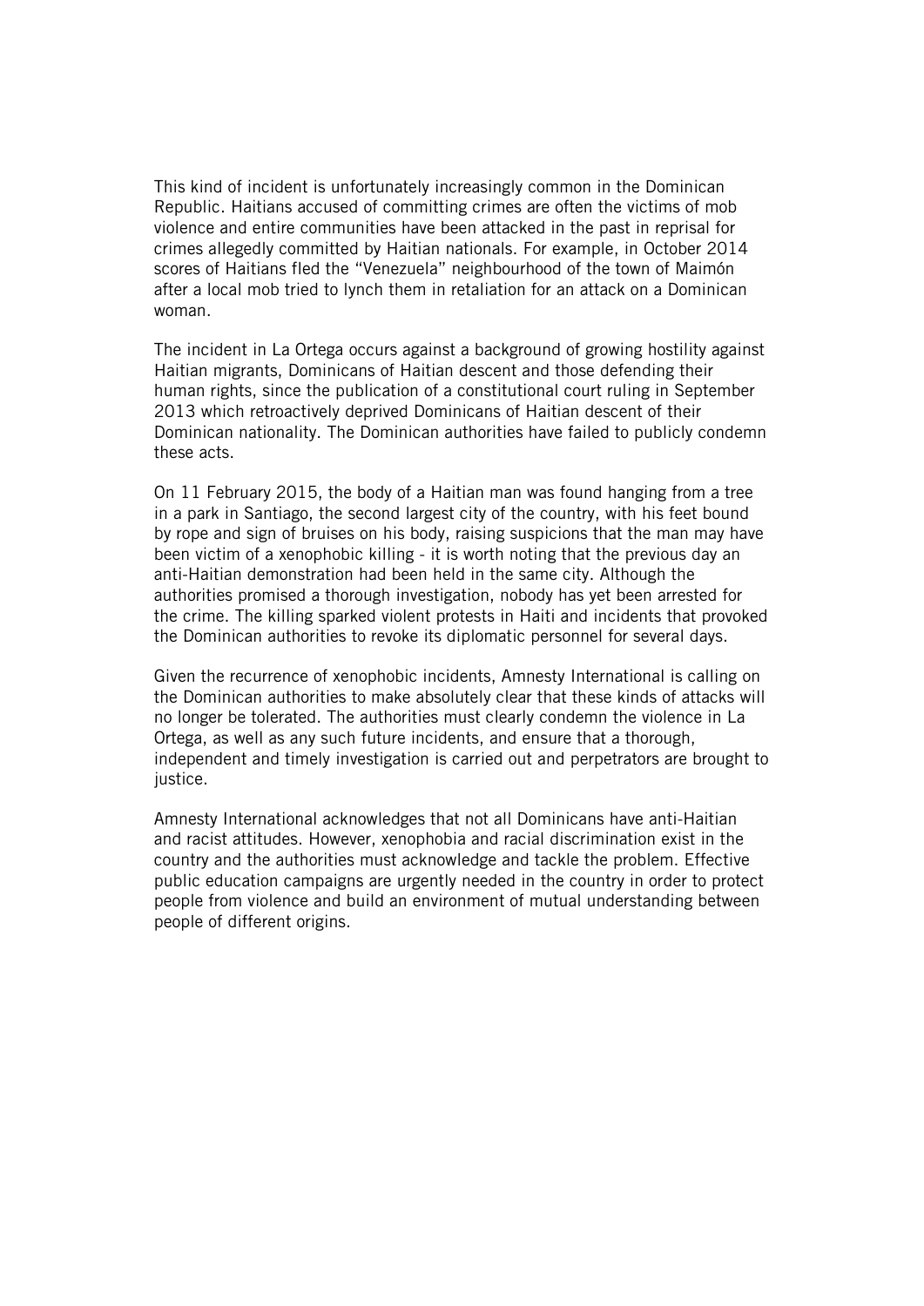This kind of incident is unfortunately increasingly common in the Dominican Republic. Haitians accused of committing crimes are often the victims of mob violence and entire communities have been attacked in the past in reprisal for crimes allegedly committed by Haitian nationals. For example, in October 2014 scores of Haitians fled the "Venezuela" neighbourhood of the town of Maimón after a local mob tried to lynch them in retaliation for an attack on a Dominican woman.

The incident in La Ortega occurs against a background of growing hostility against Haitian migrants, Dominicans of Haitian descent and those defending their human rights, since the publication of a constitutional court ruling in September 2013 which retroactively deprived Dominicans of Haitian descent of their Dominican nationality. The Dominican authorities have failed to publicly condemn these acts.

On 11 February 2015, the body of a Haitian man was found hanging from a tree in a park in Santiago, the second largest city of the country, with his feet bound by rope and sign of bruises on his body, raising suspicions that the man may have been victim of a xenophobic killing - it is worth noting that the previous day an anti-Haitian demonstration had been held in the same city. Although the authorities promised a thorough investigation, nobody has yet been arrested for the crime. The killing sparked violent protests in Haiti and incidents that provoked the Dominican authorities to revoke its diplomatic personnel for several days.

Given the recurrence of xenophobic incidents, Amnesty International is calling on the Dominican authorities to make absolutely clear that these kinds of attacks will no longer be tolerated. The authorities must clearly condemn the violence in La Ortega, as well as any such future incidents, and ensure that a thorough, independent and timely investigation is carried out and perpetrators are brought to justice.

Amnesty International acknowledges that not all Dominicans have anti-Haitian and racist attitudes. However, xenophobia and racial discrimination exist in the country and the authorities must acknowledge and tackle the problem. Effective public education campaigns are urgently needed in the country in order to protect people from violence and build an environment of mutual understanding between people of different origins.